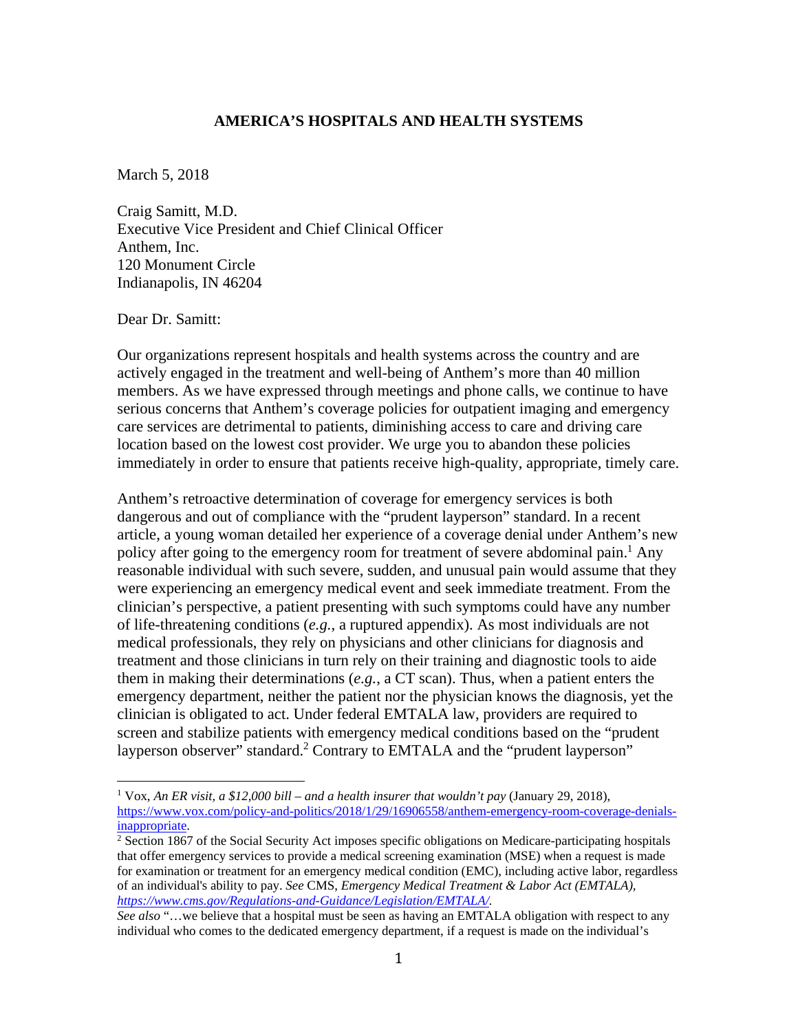**AMERICA'S HOSPITALS AND HEALTH SYSTEMS**

March 5, 2018

Craig Samitt, M.D.
Executive Vice President and Chief Clinical Officer
Anthem, Inc.
120 Monument Circle
Indianapolis, IN 46204

Dear Dr. Samitt:

Our organizations represent hospitals and health systems across the country and are actively engaged in the treatment and well-being of Anthem's more than 40 million members. As we have expressed through meetings and phone calls, we continue to have serious concerns that Anthem's coverage policies for outpatient imaging and emergency care services are detrimental to patients, diminishing access to care and driving care location based on the lowest cost provider. We urge you to abandon these policies immediately in order to ensure that patients receive high-quality, appropriate, timely care.

Anthem's retroactive determination of coverage for emergency services is both dangerous and out of compliance with the "prudent layperson" standard. In a recent article, a young woman detailed her experience of a coverage denial under Anthem's new policy after going to the emergency room for treatment of severe abdominal pain.[1] Any reasonable individual with such severe, sudden, and unusual pain would assume that they were experiencing an emergency medical event and seek immediate treatment. From the clinician's perspective, a patient presenting with such symptoms could have any number of life-threatening conditions (*e.g.*, a ruptured appendix). As most individuals are not medical professionals, they rely on physicians and other clinicians for diagnosis and treatment and those clinicians in turn rely on their training and diagnostic tools to aide them in making their determinations (*e.g.*, a CT scan). Thus, when a patient enters the emergency department, neither the patient nor the physician knows the diagnosis, yet the clinician is obligated to act. Under federal EMTALA law, providers are required to screen and stabilize patients with emergency medical conditions based on the "prudent layperson observer" standard.[2] Contrary to EMTALA and the "prudent layperson"

---

[1] Vox, *An ER visit, a $12,000 bill – and a health insurer that wouldn't pay* (January 29, 2018), https://www.vox.com/policy-and-politics/2018/1/29/16906558/anthem-emergency-room-coverage-denials-inappropriate.

[2] Section 1867 of the Social Security Act imposes specific obligations on Medicare-participating hospitals that offer emergency services to provide a medical screening examination (MSE) when a request is made for examination or treatment for an emergency medical condition (EMC), including active labor, regardless of an individual's ability to pay. *See* CMS, *Emergency Medical Treatment & Labor Act (EMTALA), https://www.cms.gov/Regulations-and-Guidance/Legislation/EMTALA/.*

*See also* "…we believe that a hospital must be seen as having an EMTALA obligation with respect to any individual who comes to the dedicated emergency department, if a request is made on the individual's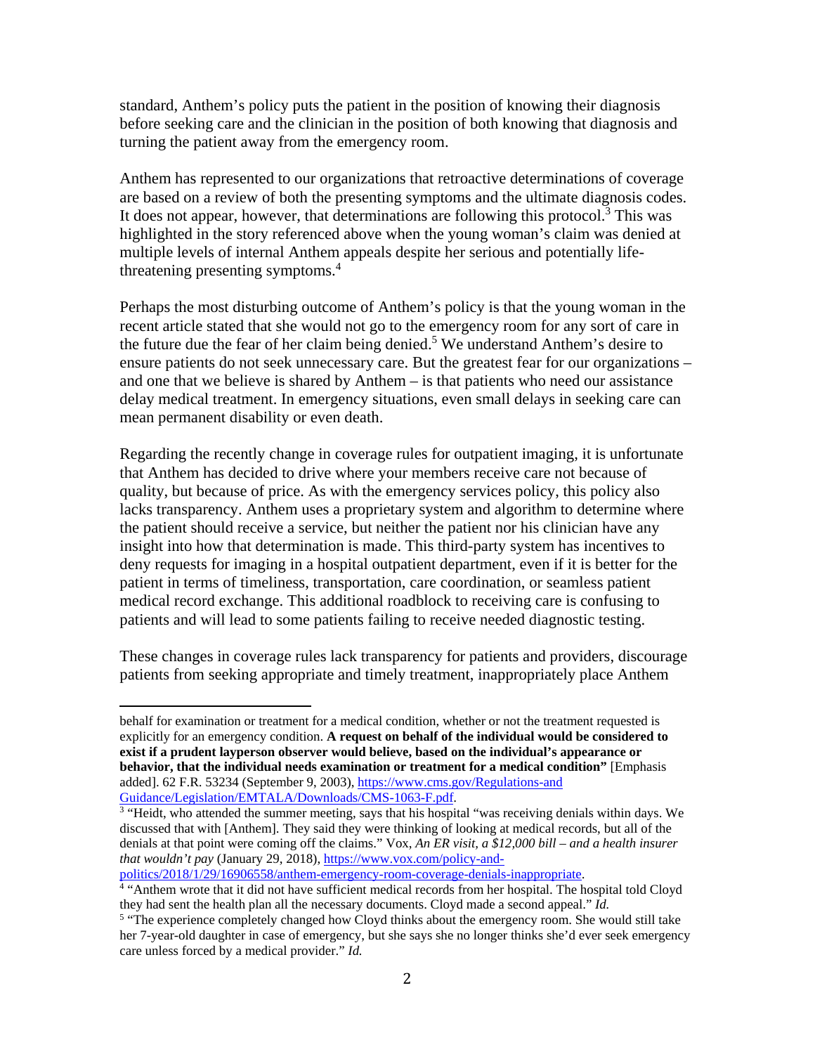standard, Anthem's policy puts the patient in the position of knowing their diagnosis before seeking care and the clinician in the position of both knowing that diagnosis and turning the patient away from the emergency room.

Anthem has represented to our organizations that retroactive determinations of coverage are based on a review of both the presenting symptoms and the ultimate diagnosis codes. It does not appear, however, that determinations are following this protocol.[3] This was highlighted in the story referenced above when the young woman's claim was denied at multiple levels of internal Anthem appeals despite her serious and potentially life-threatening presenting symptoms.[4]

Perhaps the most disturbing outcome of Anthem's policy is that the young woman in the recent article stated that she would not go to the emergency room for any sort of care in the future due the fear of her claim being denied.[5] We understand Anthem's desire to ensure patients do not seek unnecessary care. But the greatest fear for our organizations – and one that we believe is shared by Anthem – is that patients who need our assistance delay medical treatment. In emergency situations, even small delays in seeking care can mean permanent disability or even death.

Regarding the recently change in coverage rules for outpatient imaging, it is unfortunate that Anthem has decided to drive where your members receive care not because of quality, but because of price. As with the emergency services policy, this policy also lacks transparency. Anthem uses a proprietary system and algorithm to determine where the patient should receive a service, but neither the patient nor his clinician have any insight into how that determination is made. This third-party system has incentives to deny requests for imaging in a hospital outpatient department, even if it is better for the patient in terms of timeliness, transportation, care coordination, or seamless patient medical record exchange. This additional roadblock to receiving care is confusing to patients and will lead to some patients failing to receive needed diagnostic testing.

These changes in coverage rules lack transparency for patients and providers, discourage patients from seeking appropriate and timely treatment, inappropriately place Anthem

---

behalf for examination or treatment for a medical condition, whether or not the treatment requested is explicitly for an emergency condition. **A request on behalf of the individual would be considered to exist if a prudent layperson observer would believe, based on the individual's appearance or behavior, that the individual needs examination or treatment for a medical condition"** [Emphasis added]. 62 F.R. 53234 (September 9, 2003), https://www.cms.gov/Regulations-and Guidance/Legislation/EMTALA/Downloads/CMS-1063-F.pdf.

[3] "Heidt, who attended the summer meeting, says that his hospital "was receiving denials within days. We discussed that with [Anthem]. They said they were thinking of looking at medical records, but all of the denials at that point were coming off the claims." Vox, *An ER visit, a $12,000 bill – and a health insurer that wouldn't pay* (January 29, 2018), https://www.vox.com/policy-and-politics/2018/1/29/16906558/anthem-emergency-room-coverage-denials-inappropriate.

[4] "Anthem wrote that it did not have sufficient medical records from her hospital. The hospital told Cloyd they had sent the health plan all the necessary documents. Cloyd made a second appeal." *Id.*

[5] "The experience completely changed how Cloyd thinks about the emergency room. She would still take her 7-year-old daughter in case of emergency, but she says she no longer thinks she'd ever seek emergency care unless forced by a medical provider." *Id.*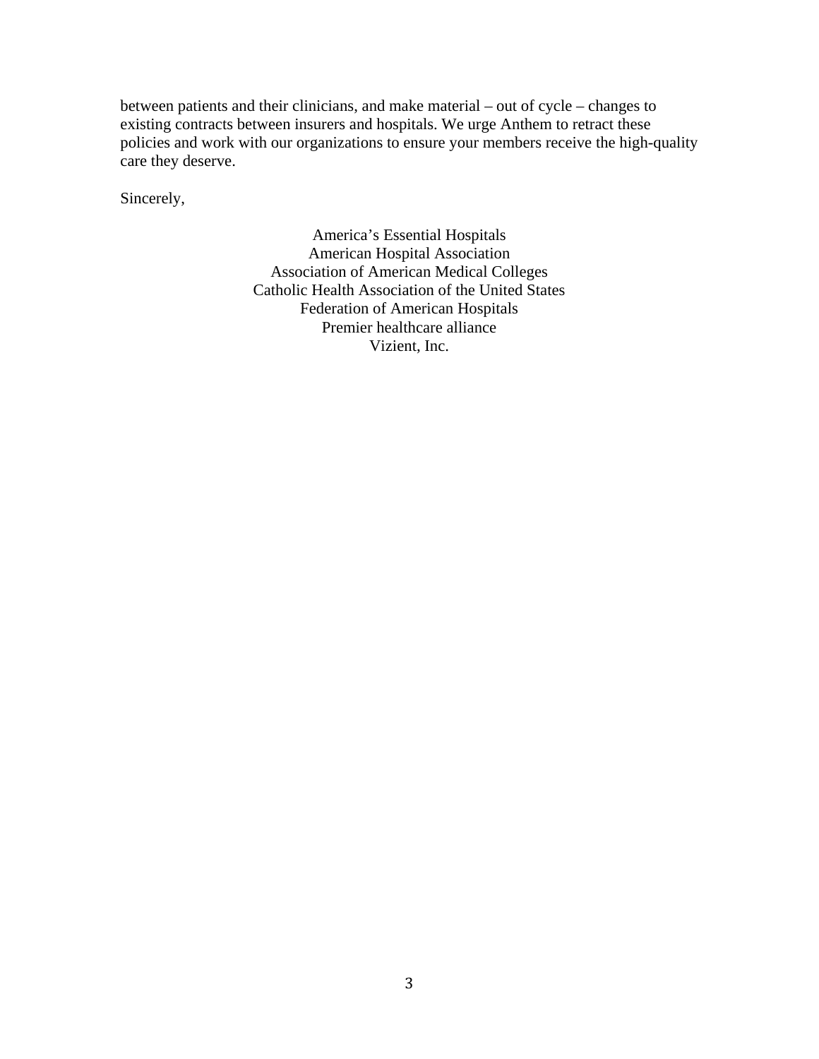between patients and their clinicians, and make material – out of cycle – changes to existing contracts between insurers and hospitals. We urge Anthem to retract these policies and work with our organizations to ensure your members receive the high-quality care they deserve.

Sincerely,

America's Essential Hospitals
American Hospital Association
Association of American Medical Colleges
Catholic Health Association of the United States
Federation of American Hospitals
Premier healthcare alliance
Vizient, Inc.